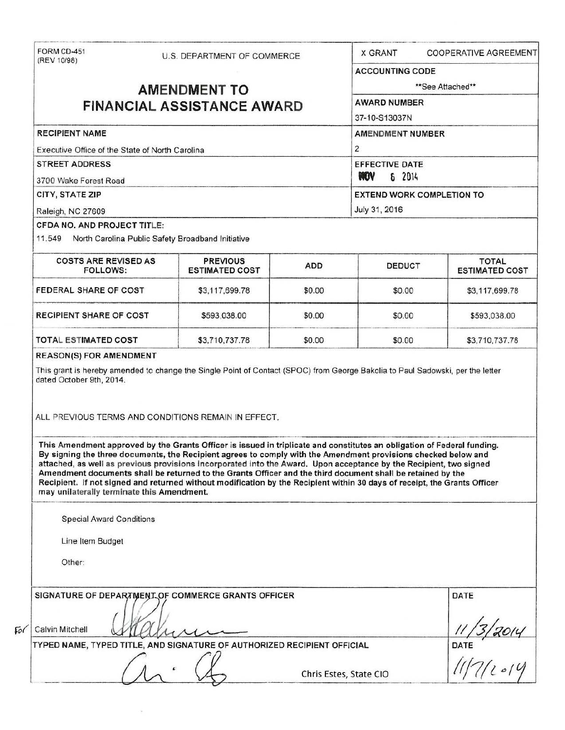FORM CD-451
(REV 10/98)

U.S. DEPARTMENT OF COMMERCE

# AMENDMENT TO FINANCIAL ASSISTANCE AWARD

| | |
|---|---|
| X GRANT | COOPERATIVE AGREEMENT |
| **ACCOUNTING CODE** | **See Attached** |
| **AWARD NUMBER** | 37-10-S13037N |
| **AMENDMENT NUMBER** | 2 |
| **EFFECTIVE DATE** | NOV 6 2014 |
| **EXTEND WORK COMPLETION TO** | July 31, 2016 |

**RECIPIENT NAME**
Executive Office of the State of North Carolina

**STREET ADDRESS**
3700 Wake Forest Road

**CITY, STATE ZIP**
Raleigh, NC 27609

**CFDA NO. AND PROJECT TITLE:**
11.549 North Carolina Public Safety Broadband Initiative

| COSTS ARE REVISED AS FOLLOWS: | PREVIOUS ESTIMATED COST | ADD | DEDUCT | TOTAL ESTIMATED COST |
|---|---|---|---|---|
| FEDERAL SHARE OF COST | $3,117,699.78 | $0.00 | $0.00 | $3,117,699.78 |
| RECIPIENT SHARE OF COST | $593,038.00 | $0.00 | $0.00 | $593,038.00 |
| TOTAL ESTIMATED COST | $3,710,737.78 | $0.00 | $0.00 | $3,710,737.78 |

**REASON(S) FOR AMENDMENT**

This grant is hereby amended to change the Single Point of Contact (SPOC) from George Bakolia to Paul Sadowski, per the letter dated October 9th, 2014.

ALL PREVIOUS TERMS AND CONDITIONS REMAIN IN EFFECT.

**This Amendment approved by the Grants Officer is issued in triplicate and constitutes an obligation of Federal funding. By signing the three documents, the Recipient agrees to comply with the Amendment provisions checked below and attached, as well as previous provisions incorporated into the Award. Upon acceptance by the Recipient, two signed Amendment documents shall be returned to the Grants Officer and the third document shall be retained by the Recipient. If not signed and returned without modification by the Recipient within 30 days of receipt, the Grants Officer may unilaterally terminate this Amendment.**

Special Award Conditions

Line Item Budget

Other:

| SIGNATURE OF DEPARTMENT OF COMMERCE GRANTS OFFICER | DATE |
|---|---|
| For Calvin Mitchell [signature] | 11/3/2014 |
| **TYPED NAME, TYPED TITLE, AND SIGNATURE OF AUTHORIZED RECIPIENT OFFICIAL** | **DATE** |
| [signature] Chris Estes, State CIO | 11/7/2014 |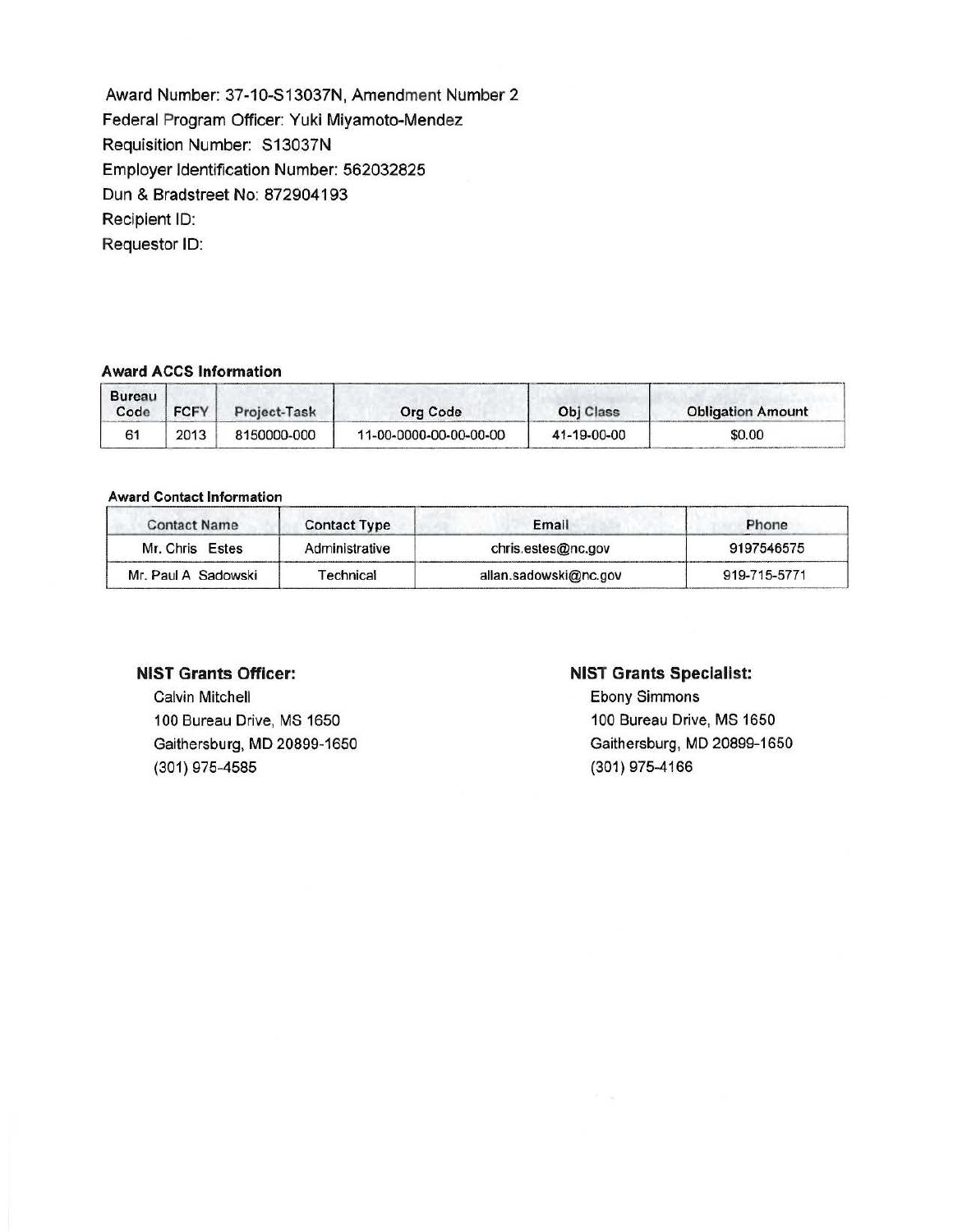Award Number: 37-10-S13037N, Amendment Number 2
Federal Program Officer: Yuki Miyamoto-Mendez
Requisition Number: S13037N
Employer Identification Number: 562032825
Dun & Bradstreet No: 872904193
Recipient ID:
Requestor ID:

**Award ACCS Information**

| Bureau Code | FCFY | Project-Task | Org Code | Obj Class | Obligation Amount |
|---|---|---|---|---|---|
| 61 | 2013 | 8150000-000 | 11-00-0000-00-00-00-00 | 41-19-00-00 | $0.00 |

**Award Contact Information**

| Contact Name | Contact Type | Email | Phone |
|---|---|---|---|
| Mr. Chris Estes | Administrative | chris.estes@nc.gov | 9197546575 |
| Mr. Paul A Sadowski | Technical | allan.sadowski@nc.gov | 919-715-5771 |

**NIST Grants Officer:**

Calvin Mitchell
100 Bureau Drive, MS 1650
Gaithersburg, MD 20899-1650
(301) 975-4585

**NIST Grants Specialist:**

Ebony Simmons
100 Bureau Drive, MS 1650
Gaithersburg, MD 20899-1650
(301) 975-4166